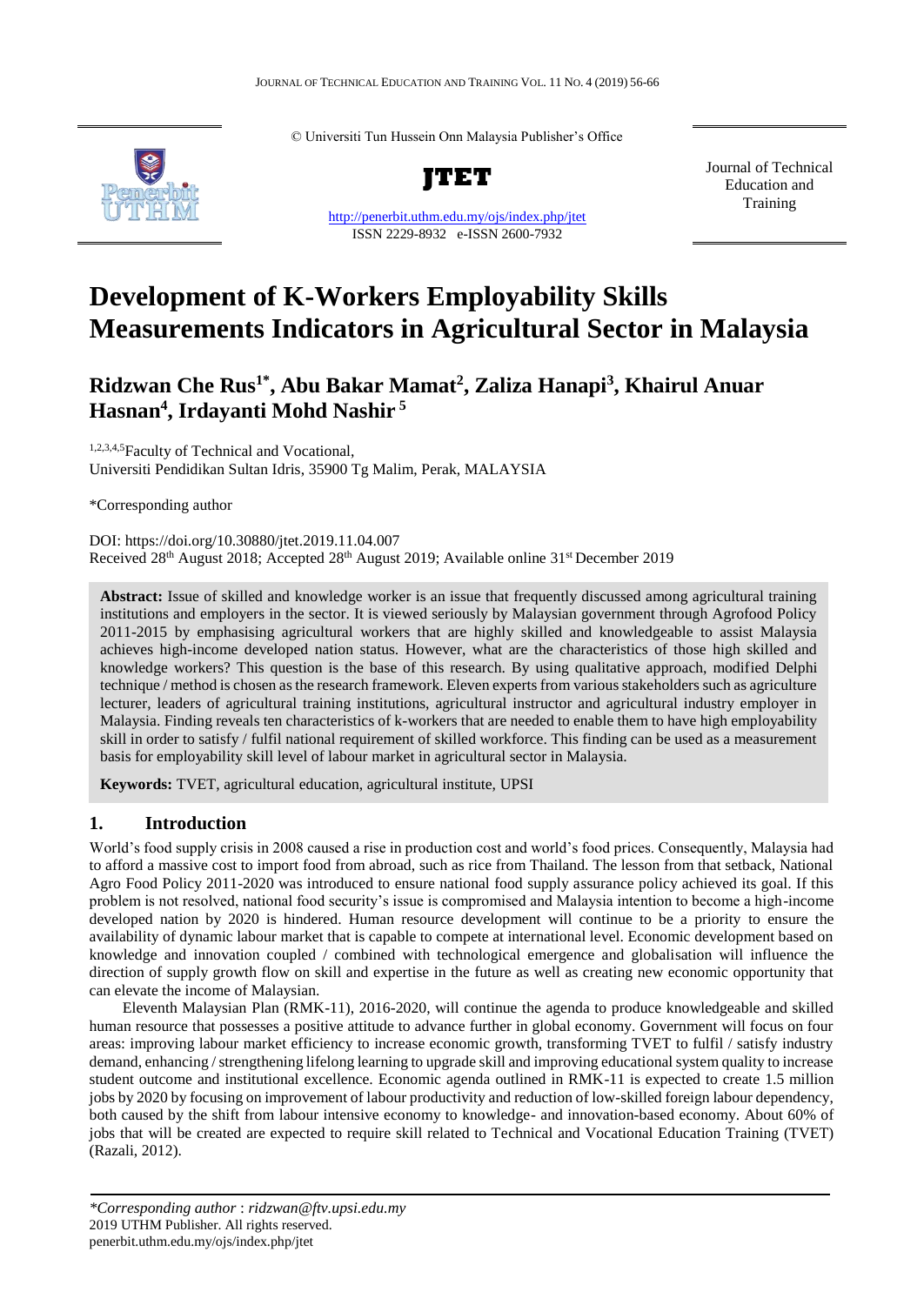© Universiti Tun Hussein Onn Malaysia Publisher's Office

**JTET**

http://penerbit.uthm.edu.my/ojs/index.php/jtet
ISSN 2229-8932 e-ISSN 2600-7932

Journal of Technical Education and Training

# Development of K-Workers Employability Skills Measurements Indicators in Agricultural Sector in Malaysia

**Ridzwan Che Rus[1*], Abu Bakar Mamat[2], Zaliza Hanapi[3], Khairul Anuar Hasnan[4], Irdayanti Mohd Nashir[5]**

[1,2,3,4,5]Faculty of Technical and Vocational, Universiti Pendidikan Sultan Idris, 35900 Tg Malim, Perak, MALAYSIA

*Corresponding author

DOI: https://doi.org/10.30880/jtet.2019.11.04.007
Received 28th August 2018; Accepted 28th August 2019; Available online 31st December 2019

**Abstract:** Issue of skilled and knowledge worker is an issue that frequently discussed among agricultural training institutions and employers in the sector. It is viewed seriously by Malaysian government through Agrofood Policy 2011-2015 by emphasising agricultural workers that are highly skilled and knowledgeable to assist Malaysia achieves high-income developed nation status. However, what are the characteristics of those high skilled and knowledge workers? This question is the base of this research. By using qualitative approach, modified Delphi technique / method is chosen as the research framework. Eleven experts from various stakeholders such as agriculture lecturer, leaders of agricultural training institutions, agricultural instructor and agricultural industry employer in Malaysia. Finding reveals ten characteristics of k-workers that are needed to enable them to have high employability skill in order to satisfy / fulfil national requirement of skilled workforce. This finding can be used as a measurement basis for employability skill level of labour market in agricultural sector in Malaysia.

**Keywords:** TVET, agricultural education, agricultural institute, UPSI

## 1. Introduction

World's food supply crisis in 2008 caused a rise in production cost and world's food prices. Consequently, Malaysia had to afford a massive cost to import food from abroad, such as rice from Thailand. The lesson from that setback, National Agro Food Policy 2011-2020 was introduced to ensure national food supply assurance policy achieved its goal. If this problem is not resolved, national food security's issue is compromised and Malaysia intention to become a high-income developed nation by 2020 is hindered. Human resource development will continue to be a priority to ensure the availability of dynamic labour market that is capable to compete at international level. Economic development based on knowledge and innovation coupled / combined with technological emergence and globalisation will influence the direction of supply growth flow on skill and expertise in the future as well as creating new economic opportunity that can elevate the income of Malaysian.

Eleventh Malaysian Plan (RMK-11), 2016-2020, will continue the agenda to produce knowledgeable and skilled human resource that possesses a positive attitude to advance further in global economy. Government will focus on four areas: improving labour market efficiency to increase economic growth, transforming TVET to fulfil / satisfy industry demand, enhancing / strengthening lifelong learning to upgrade skill and improving educational system quality to increase student outcome and institutional excellence. Economic agenda outlined in RMK-11 is expected to create 1.5 million jobs by 2020 by focusing on improvement of labour productivity and reduction of low-skilled foreign labour dependency, both caused by the shift from labour intensive economy to knowledge- and innovation-based economy. About 60% of jobs that will be created are expected to require skill related to Technical and Vocational Education Training (TVET) (Razali, 2012).

*\*Corresponding author* : *ridzwan@ftv.upsi.edu.my*
2019 UTHM Publisher. All rights reserved.
penerbit.uthm.edu.my/ojs/index.php/jtet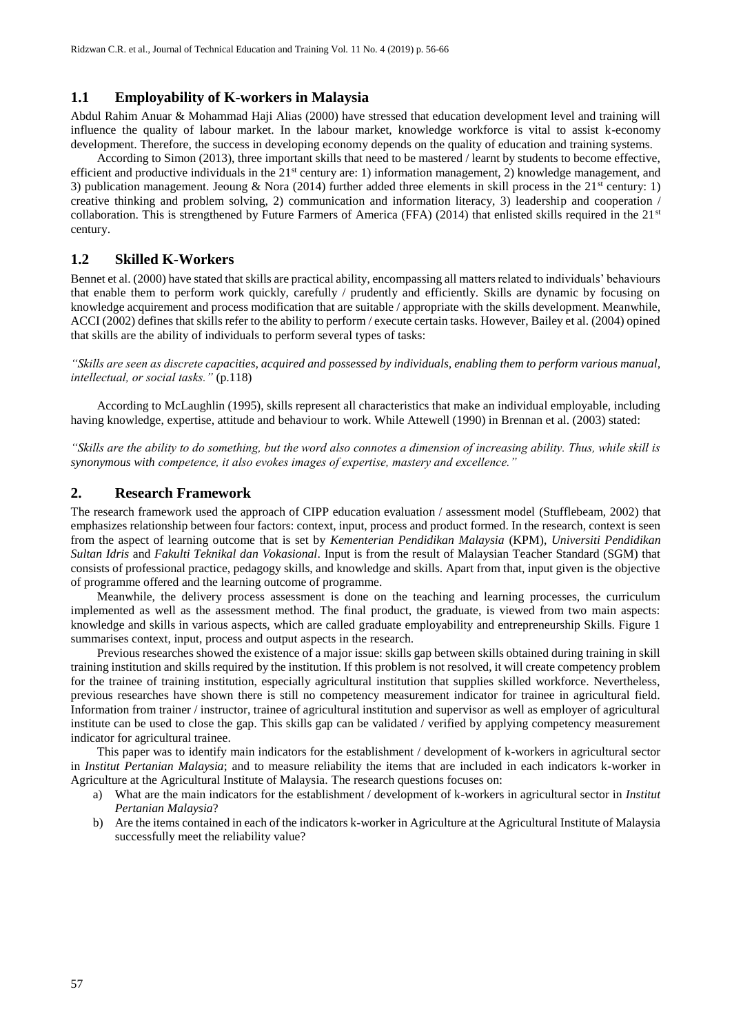## 1.1 Employability of K-workers in Malaysia

Abdul Rahim Anuar & Mohammad Haji Alias (2000) have stressed that education development level and training will influence the quality of labour market. In the labour market, knowledge workforce is vital to assist k-economy development. Therefore, the success in developing economy depends on the quality of education and training systems.

According to Simon (2013), three important skills that need to be mastered / learnt by students to become effective, efficient and productive individuals in the 21st century are: 1) information management, 2) knowledge management, and 3) publication management. Jeoung & Nora (2014) further added three elements in skill process in the 21st century: 1) creative thinking and problem solving, 2) communication and information literacy, 3) leadership and cooperation / collaboration. This is strengthened by Future Farmers of America (FFA) (2014) that enlisted skills required in the 21st century.

## 1.2 Skilled K-Workers

Bennet et al. (2000) have stated that skills are practical ability, encompassing all matters related to individuals' behaviours that enable them to perform work quickly, carefully / prudently and efficiently. Skills are dynamic by focusing on knowledge acquirement and process modification that are suitable / appropriate with the skills development. Meanwhile, ACCI (2002) defines that skills refer to the ability to perform / execute certain tasks. However, Bailey et al. (2004) opined that skills are the ability of individuals to perform several types of tasks:

*"Skills are seen as discrete capacities, acquired and possessed by individuals, enabling them to perform various manual, intellectual, or social tasks."* (p.118)

According to McLaughlin (1995), skills represent all characteristics that make an individual employable, including having knowledge, expertise, attitude and behaviour to work. While Attewell (1990) in Brennan et al. (2003) stated:

*"Skills are the ability to do something, but the word also connotes a dimension of increasing ability. Thus, while skill is synonymous with competence, it also evokes images of expertise, mastery and excellence."*

## 2. Research Framework

The research framework used the approach of CIPP education evaluation / assessment model (Stufflebeam, 2002) that emphasizes relationship between four factors: context, input, process and product formed. In the research, context is seen from the aspect of learning outcome that is set by *Kementerian Pendidikan Malaysia* (KPM), *Universiti Pendidikan Sultan Idris* and *Fakulti Teknikal dan Vokasional*. Input is from the result of Malaysian Teacher Standard (SGM) that consists of professional practice, pedagogy skills, and knowledge and skills. Apart from that, input given is the objective of programme offered and the learning outcome of programme.

Meanwhile, the delivery process assessment is done on the teaching and learning processes, the curriculum implemented as well as the assessment method. The final product, the graduate, is viewed from two main aspects: knowledge and skills in various aspects, which are called graduate employability and entrepreneurship Skills. Figure 1 summarises context, input, process and output aspects in the research.

Previous researches showed the existence of a major issue: skills gap between skills obtained during training in skill training institution and skills required by the institution. If this problem is not resolved, it will create competency problem for the trainee of training institution, especially agricultural institution that supplies skilled workforce. Nevertheless, previous researches have shown there is still no competency measurement indicator for trainee in agricultural field. Information from trainer / instructor, trainee of agricultural institution and supervisor as well as employer of agricultural institute can be used to close the gap. This skills gap can be validated / verified by applying competency measurement indicator for agricultural trainee.

This paper was to identify main indicators for the establishment / development of k-workers in agricultural sector in *Institut Pertanian Malaysia*; and to measure reliability the items that are included in each indicators k-worker in Agriculture at the Agricultural Institute of Malaysia. The research questions focuses on:

a) What are the main indicators for the establishment / development of k-workers in agricultural sector in *Institut Pertanian Malaysia*?
b) Are the items contained in each of the indicators k-worker in Agriculture at the Agricultural Institute of Malaysia successfully meet the reliability value?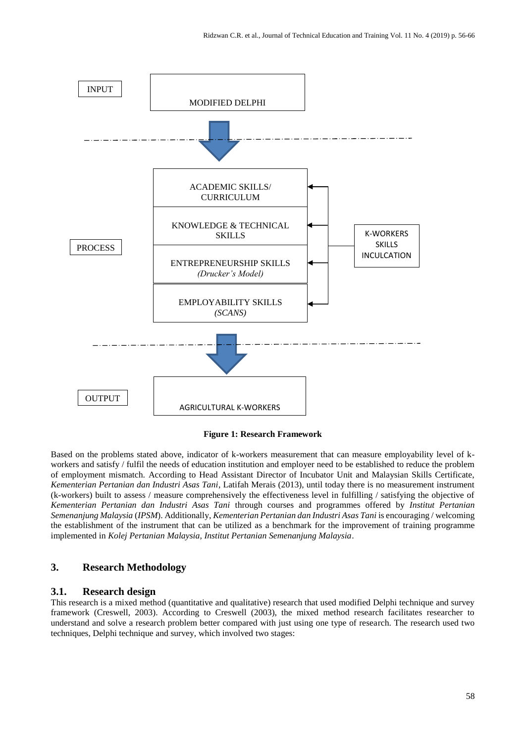INPUT

MODIFIED DELPHI

PROCESS

ACADEMIC SKILLS/ CURRICULUM

KNOWLEDGE & TECHNICAL SKILLS

ENTREPRENEURSHIP SKILLS *(Drucker's Model)*

EMPLOYABILITY SKILLS *(SCANS)*

K-WORKERS SKILLS INCULCATION

OUTPUT

AGRICULTURAL K-WORKERS

**Figure 1: Research Framework**

Based on the problems stated above, indicator of k-workers measurement that can measure employability level of k-workers and satisfy / fulfil the needs of education institution and employer need to be established to reduce the problem of employment mismatch. According to Head Assistant Director of Incubator Unit and Malaysian Skills Certificate, *Kementerian Pertanian dan Industri Asas Tani*, Latifah Merais (2013), until today there is no measurement instrument (k-workers) built to assess / measure comprehensively the effectiveness level in fulfilling / satisfying the objective of *Kementerian Pertanian dan Industri Asas Tani* through courses and programmes offered by *Institut Pertanian Semenanjung Malaysia* (*IPSM*). Additionally, *Kementerian Pertanian dan Industri Asas Tani* is encouraging / welcoming the establishment of the instrument that can be utilized as a benchmark for the improvement of training programme implemented in *Kolej Pertanian Malaysia, Institut Pertanian Semenanjung Malaysia*.

## 3. Research Methodology

### 3.1. Research design

This research is a mixed method (quantitative and qualitative) research that used modified Delphi technique and survey framework (Creswell, 2003). According to Creswell (2003), the mixed method research facilitates researcher to understand and solve a research problem better compared with just using one type of research. The research used two techniques, Delphi technique and survey, which involved two stages: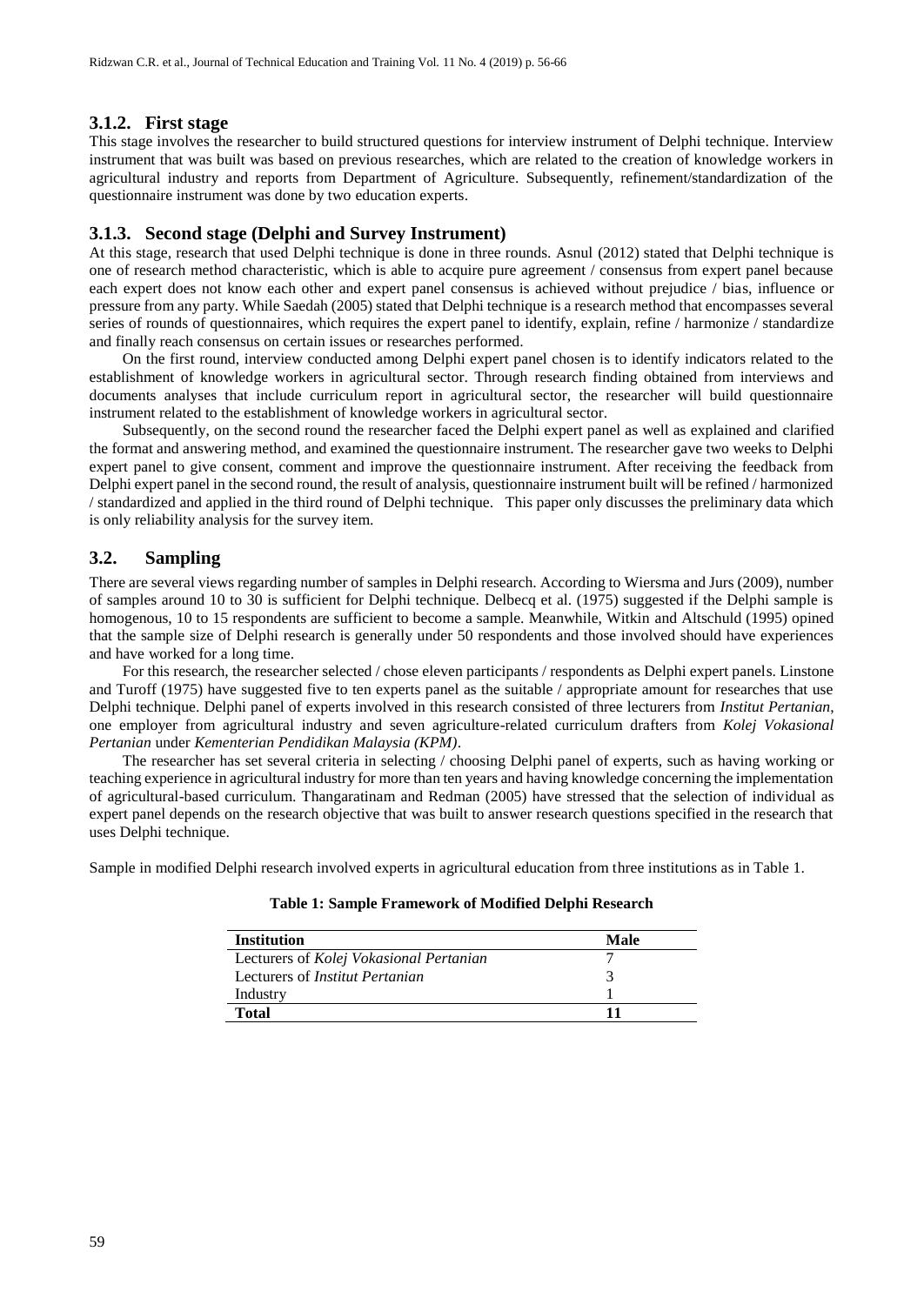### 3.1.2. First stage

This stage involves the researcher to build structured questions for interview instrument of Delphi technique. Interview instrument that was built was based on previous researches, which are related to the creation of knowledge workers in agricultural industry and reports from Department of Agriculture. Subsequently, refinement/standardization of the questionnaire instrument was done by two education experts.

### 3.1.3. Second stage (Delphi and Survey Instrument)

At this stage, research that used Delphi technique is done in three rounds. Asnul (2012) stated that Delphi technique is one of research method characteristic, which is able to acquire pure agreement / consensus from expert panel because each expert does not know each other and expert panel consensus is achieved without prejudice / bias, influence or pressure from any party. While Saedah (2005) stated that Delphi technique is a research method that encompasses several series of rounds of questionnaires, which requires the expert panel to identify, explain, refine / harmonize / standardize and finally reach consensus on certain issues or researches performed.

On the first round, interview conducted among Delphi expert panel chosen is to identify indicators related to the establishment of knowledge workers in agricultural sector. Through research finding obtained from interviews and documents analyses that include curriculum report in agricultural sector, the researcher will build questionnaire instrument related to the establishment of knowledge workers in agricultural sector.

Subsequently, on the second round the researcher faced the Delphi expert panel as well as explained and clarified the format and answering method, and examined the questionnaire instrument. The researcher gave two weeks to Delphi expert panel to give consent, comment and improve the questionnaire instrument. After receiving the feedback from Delphi expert panel in the second round, the result of analysis, questionnaire instrument built will be refined / harmonized / standardized and applied in the third round of Delphi technique. This paper only discusses the preliminary data which is only reliability analysis for the survey item.

## 3.2. Sampling

There are several views regarding number of samples in Delphi research. According to Wiersma and Jurs (2009), number of samples around 10 to 30 is sufficient for Delphi technique. Delbecq et al. (1975) suggested if the Delphi sample is homogenous, 10 to 15 respondents are sufficient to become a sample. Meanwhile, Witkin and Altschuld (1995) opined that the sample size of Delphi research is generally under 50 respondents and those involved should have experiences and have worked for a long time.

For this research, the researcher selected / chose eleven participants / respondents as Delphi expert panels. Linstone and Turoff (1975) have suggested five to ten experts panel as the suitable / appropriate amount for researches that use Delphi technique. Delphi panel of experts involved in this research consisted of three lecturers from *Institut Pertanian*, one employer from agricultural industry and seven agriculture-related curriculum drafters from *Kolej Vokasional Pertanian* under *Kementerian Pendidikan Malaysia (KPM)*.

The researcher has set several criteria in selecting / choosing Delphi panel of experts, such as having working or teaching experience in agricultural industry for more than ten years and having knowledge concerning the implementation of agricultural-based curriculum. Thangaratinam and Redman (2005) have stressed that the selection of individual as expert panel depends on the research objective that was built to answer research questions specified in the research that uses Delphi technique.

Sample in modified Delphi research involved experts in agricultural education from three institutions as in Table 1.

**Table 1: Sample Framework of Modified Delphi Research**

| Institution | Male |
|---|---|
| Lecturers of *Kolej Vokasional Pertanian* | 7 |
| Lecturers of *Institut Pertanian* | 3 |
| Industry | 1 |
| **Total** | **11** |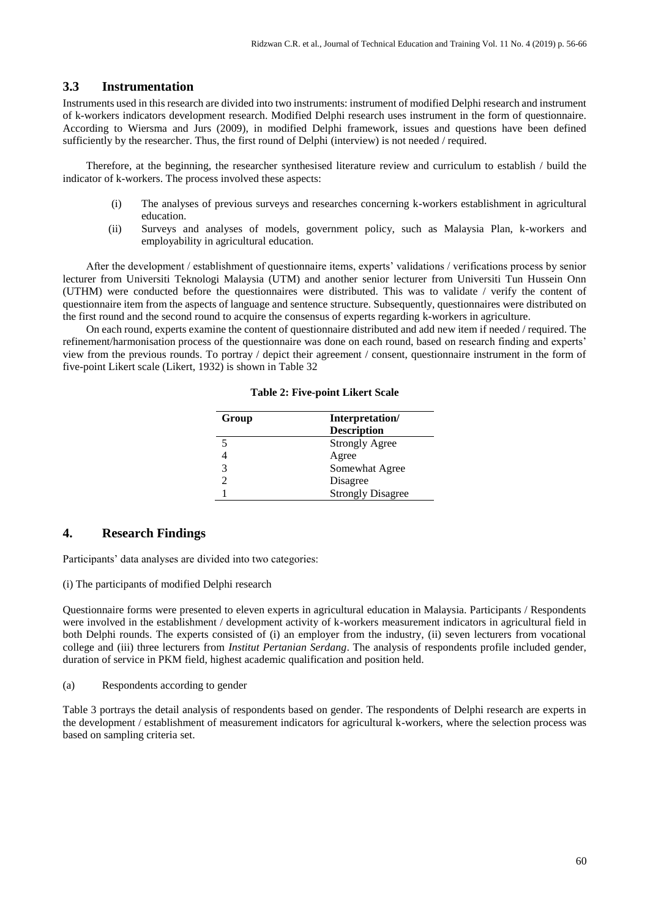## 3.3 Instrumentation

Instruments used in this research are divided into two instruments: instrument of modified Delphi research and instrument of k-workers indicators development research. Modified Delphi research uses instrument in the form of questionnaire. According to Wiersma and Jurs (2009), in modified Delphi framework, issues and questions have been defined sufficiently by the researcher. Thus, the first round of Delphi (interview) is not needed / required.

Therefore, at the beginning, the researcher synthesised literature review and curriculum to establish / build the indicator of k-workers. The process involved these aspects:

(i) The analyses of previous surveys and researches concerning k-workers establishment in agricultural education.
(ii) Surveys and analyses of models, government policy, such as Malaysia Plan, k-workers and employability in agricultural education.

After the development / establishment of questionnaire items, experts' validations / verifications process by senior lecturer from Universiti Teknologi Malaysia (UTM) and another senior lecturer from Universiti Tun Hussein Onn (UTHM) were conducted before the questionnaires were distributed. This was to validate / verify the content of questionnaire item from the aspects of language and sentence structure. Subsequently, questionnaires were distributed on the first round and the second round to acquire the consensus of experts regarding k-workers in agriculture.

On each round, experts examine the content of questionnaire distributed and add new item if needed / required. The refinement/harmonisation process of the questionnaire was done on each round, based on research finding and experts' view from the previous rounds. To portray / depict their agreement / consent, questionnaire instrument in the form of five-point Likert scale (Likert, 1932) is shown in Table 32

**Table 2: Five-point Likert Scale**

| Group | Interpretation/ Description |
|---|---|
| 5 | Strongly Agree |
| 4 | Agree |
| 3 | Somewhat Agree |
| 2 | Disagree |
| 1 | Strongly Disagree |

## 4. Research Findings

Participants' data analyses are divided into two categories:

(i) The participants of modified Delphi research

Questionnaire forms were presented to eleven experts in agricultural education in Malaysia. Participants / Respondents were involved in the establishment / development activity of k-workers measurement indicators in agricultural field in both Delphi rounds. The experts consisted of (i) an employer from the industry, (ii) seven lecturers from vocational college and (iii) three lecturers from *Institut Pertanian Serdang*. The analysis of respondents profile included gender, duration of service in PKM field, highest academic qualification and position held.

(a) Respondents according to gender

Table 3 portrays the detail analysis of respondents based on gender. The respondents of Delphi research are experts in the development / establishment of measurement indicators for agricultural k-workers, where the selection process was based on sampling criteria set.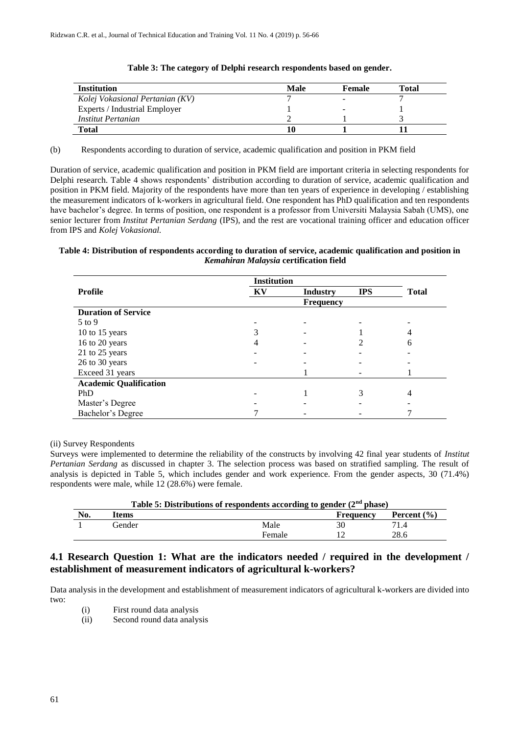**Table 3: The category of Delphi research respondents based on gender.**

| Institution | Male | Female | Total |
|---|---|---|---|
| *Kolej Vokasional Pertanian (KV)* | 7 | - | 7 |
| Experts / Industrial Employer | 1 | - | 1 |
| *Institut Pertanian* | 2 | 1 | 3 |
| **Total** | **10** | **1** | **11** |

(b) Respondents according to duration of service, academic qualification and position in PKM field

Duration of service, academic qualification and position in PKM field are important criteria in selecting respondents for Delphi research. Table 4 shows respondents' distribution according to duration of service, academic qualification and position in PKM field. Majority of the respondents have more than ten years of experience in developing / establishing the measurement indicators of k-workers in agricultural field. One respondent has PhD qualification and ten respondents have bachelor's degree. In terms of position, one respondent is a professor from Universiti Malaysia Sabah (UMS), one senior lecturer from *Institut Pertanian Serdang* (IPS), and the rest are vocational training officer and education officer from IPS and *Kolej Vokasional.*

**Table 4: Distribution of respondents according to duration of service, academic qualification and position in *Kemahiran Malaysia* certification field**

| Profile | Institution | | | Total |
|---|---|---|---|---|
| | KV | Industry | IPS | |
| | | Frequency | | |
| **Duration of Service** | | | | |
| 5 to 9 | - | - | - | - |
| 10 to 15 years | 3 | - | 1 | 4 |
| 16 to 20 years | 4 | - | 2 | 6 |
| 21 to 25 years | - | - | - | - |
| 26 to 30 years | - | - | - | - |
| Exceed 31 years | | 1 | - | 1 |
| **Academic Qualification** | | | | |
| PhD | - | 1 | 3 | 4 |
| Master's Degree | - | - | - | - |
| Bachelor's Degree | 7 | - | - | 7 |

(ii) Survey Respondents

Surveys were implemented to determine the reliability of the constructs by involving 42 final year students of *Institut Pertanian Serdang* as discussed in chapter 3. The selection process was based on stratified sampling. The result of analysis is depicted in Table 5, which includes gender and work experience. From the gender aspects, 30 (71.4%) respondents were male, while 12 (28.6%) were female.

**Table 5: Distributions of respondents according to gender (2nd phase)**

| No. | Items | | Frequency | Percent (%) |
|---|---|---|---|---|
| 1 | Gender | Male | 30 | 71.4 |
| | | Female | 12 | 28.6 |

## 4.1 Research Question 1: What are the indicators needed / required in the development / establishment of measurement indicators of agricultural k-workers?

Data analysis in the development and establishment of measurement indicators of agricultural k-workers are divided into two:

(i) First round data analysis
(ii) Second round data analysis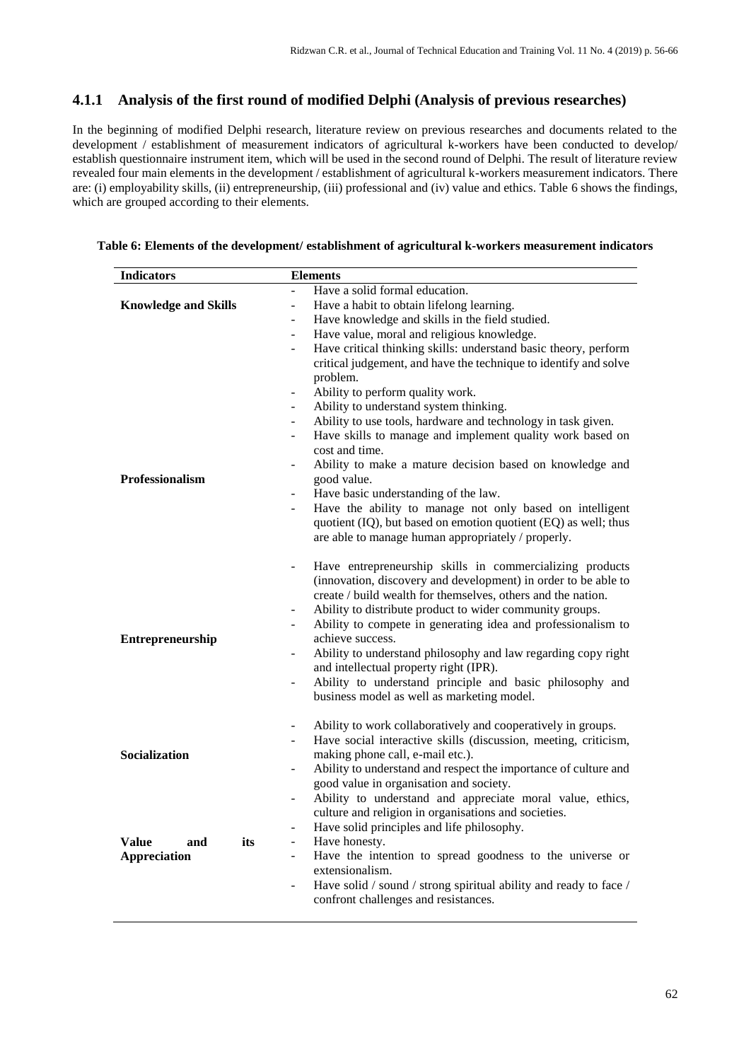### 4.1.1 Analysis of the first round of modified Delphi (Analysis of previous researches)

In the beginning of modified Delphi research, literature review on previous researches and documents related to the development / establishment of measurement indicators of agricultural k-workers have been conducted to develop/ establish questionnaire instrument item, which will be used in the second round of Delphi. The result of literature review revealed four main elements in the development / establishment of agricultural k-workers measurement indicators. There are: (i) employability skills, (ii) entrepreneurship, (iii) professional and (iv) value and ethics. Table 6 shows the findings, which are grouped according to their elements.

**Table 6: Elements of the development/ establishment of agricultural k-workers measurement indicators**

| Indicators | Elements |
|---|---|
| | - Have a solid formal education. |
| **Knowledge and Skills** | - Have a habit to obtain lifelong learning. |
| | - Have knowledge and skills in the field studied. |
| | - Have value, moral and religious knowledge. |
| | - Have critical thinking skills: understand basic theory, perform critical judgement, and have the technique to identify and solve problem. |
| | - Ability to perform quality work. |
| | - Ability to understand system thinking. |
| | - Ability to use tools, hardware and technology in task given. |
| | - Have skills to manage and implement quality work based on cost and time. |
| **Professionalism** | - Ability to make a mature decision based on knowledge and good value. |
| | - Have basic understanding of the law. |
| | - Have the ability to manage not only based on intelligent quotient (IQ), but based on emotion quotient (EQ) as well; thus are able to manage human appropriately / properly. |
| | - Have entrepreneurship skills in commercializing products (innovation, discovery and development) in order to be able to create / build wealth for themselves, others and the nation. |
| | - Ability to distribute product to wider community groups. |
| **Entrepreneurship** | - Ability to compete in generating idea and professionalism to achieve success. |
| | - Ability to understand philosophy and law regarding copy right and intellectual property right (IPR). |
| | - Ability to understand principle and basic philosophy and business model as well as marketing model. |
| | - Ability to work collaboratively and cooperatively in groups. |
| **Socialization** | - Have social interactive skills (discussion, meeting, criticism, making phone call, e-mail etc.). |
| | - Ability to understand and respect the importance of culture and good value in organisation and society. |
| | - Ability to understand and appreciate moral value, ethics, culture and religion in organisations and societies. |
| | - Have solid principles and life philosophy. |
| **Value and its Appreciation** | - Have honesty. |
| | - Have the intention to spread goodness to the universe or extensionalism. |
| | - Have solid / sound / strong spiritual ability and ready to face / confront challenges and resistances. |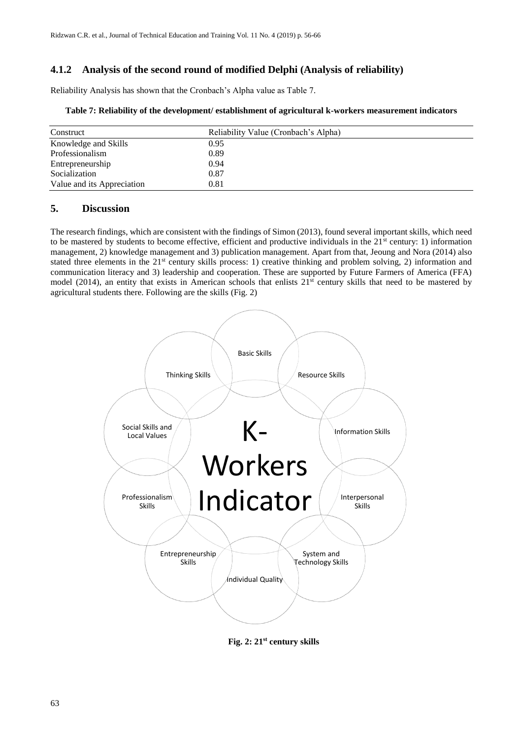### 4.1.2 Analysis of the second round of modified Delphi (Analysis of reliability)

Reliability Analysis has shown that the Cronbach's Alpha value as Table 7.

**Table 7: Reliability of the development/ establishment of agricultural k-workers measurement indicators**

| Construct | Reliability Value (Cronbach's Alpha) |
|---|---|
| Knowledge and Skills | 0.95 |
| Professionalism | 0.89 |
| Entrepreneurship | 0.94 |
| Socialization | 0.87 |
| Value and its Appreciation | 0.81 |

## 5. Discussion

The research findings, which are consistent with the findings of Simon (2013), found several important skills, which need to be mastered by students to become effective, efficient and productive individuals in the 21st century: 1) information management, 2) knowledge management and 3) publication management. Apart from that, Jeoung and Nora (2014) also stated three elements in the 21st century skills process: 1) creative thinking and problem solving, 2) information and communication literacy and 3) leadership and cooperation. These are supported by Future Farmers of America (FFA) model (2014), an entity that exists in American schools that enlists 21st century skills that need to be mastered by agricultural students there. Following are the skills (Fig. 2)

K-Workers Indicator: Basic Skills; Resource Skills; Information Skills; Interpersonal Skills; System and Technology Skills; Individual Quality; Entrepreneurship Skills; Professionalism Skills; Social Skills and Local Values; Thinking Skills

**Fig. 2: 21st century skills**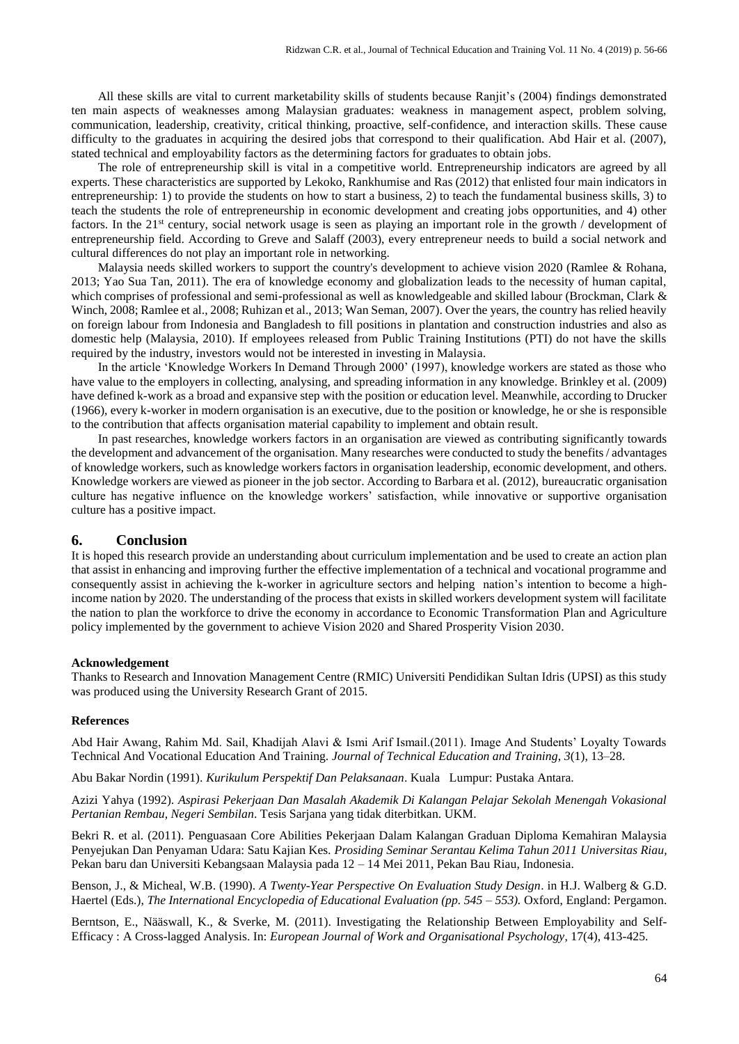All these skills are vital to current marketability skills of students because Ranjit's (2004) findings demonstrated ten main aspects of weaknesses among Malaysian graduates: weakness in management aspect, problem solving, communication, leadership, creativity, critical thinking, proactive, self-confidence, and interaction skills. These cause difficulty to the graduates in acquiring the desired jobs that correspond to their qualification. Abd Hair et al. (2007), stated technical and employability factors as the determining factors for graduates to obtain jobs.

The role of entrepreneurship skill is vital in a competitive world. Entrepreneurship indicators are agreed by all experts. These characteristics are supported by Lekoko, Rankhumise and Ras (2012) that enlisted four main indicators in entrepreneurship: 1) to provide the students on how to start a business, 2) to teach the fundamental business skills, 3) to teach the students the role of entrepreneurship in economic development and creating jobs opportunities, and 4) other factors. In the 21st century, social network usage is seen as playing an important role in the growth / development of entrepreneurship field. According to Greve and Salaff (2003), every entrepreneur needs to build a social network and cultural differences do not play an important role in networking.

Malaysia needs skilled workers to support the country's development to achieve vision 2020 (Ramlee & Rohana, 2013; Yao Sua Tan, 2011). The era of knowledge economy and globalization leads to the necessity of human capital, which comprises of professional and semi-professional as well as knowledgeable and skilled labour (Brockman, Clark & Winch, 2008; Ramlee et al., 2008; Ruhizan et al., 2013; Wan Seman, 2007). Over the years, the country has relied heavily on foreign labour from Indonesia and Bangladesh to fill positions in plantation and construction industries and also as domestic help (Malaysia, 2010). If employees released from Public Training Institutions (PTI) do not have the skills required by the industry, investors would not be interested in investing in Malaysia.

In the article 'Knowledge Workers In Demand Through 2000' (1997), knowledge workers are stated as those who have value to the employers in collecting, analysing, and spreading information in any knowledge. Brinkley et al. (2009) have defined k-work as a broad and expansive step with the position or education level. Meanwhile, according to Drucker (1966), every k-worker in modern organisation is an executive, due to the position or knowledge, he or she is responsible to the contribution that affects organisation material capability to implement and obtain result.

In past researches, knowledge workers factors in an organisation are viewed as contributing significantly towards the development and advancement of the organisation. Many researches were conducted to study the benefits / advantages of knowledge workers, such as knowledge workers factors in organisation leadership, economic development, and others. Knowledge workers are viewed as pioneer in the job sector. According to Barbara et al. (2012), bureaucratic organisation culture has negative influence on the knowledge workers' satisfaction, while innovative or supportive organisation culture has a positive impact.

## 6. Conclusion

It is hoped this research provide an understanding about curriculum implementation and be used to create an action plan that assist in enhancing and improving further the effective implementation of a technical and vocational programme and consequently assist in achieving the k-worker in agriculture sectors and helping nation's intention to become a high-income nation by 2020. The understanding of the process that exists in skilled workers development system will facilitate the nation to plan the workforce to drive the economy in accordance to Economic Transformation Plan and Agriculture policy implemented by the government to achieve Vision 2020 and Shared Prosperity Vision 2030.

**Acknowledgement**

Thanks to Research and Innovation Management Centre (RMIC) Universiti Pendidikan Sultan Idris (UPSI) as this study was produced using the University Research Grant of 2015.

**References**

Abd Hair Awang, Rahim Md. Sail, Khadijah Alavi & Ismi Arif Ismail.(2011). Image And Students' Loyalty Towards Technical And Vocational Education And Training. *Journal of Technical Education and Training, 3*(1), 13–28.

Abu Bakar Nordin (1991). *Kurikulum Perspektif Dan Pelaksanaan*. Kuala Lumpur: Pustaka Antara.

Azizi Yahya (1992). *Aspirasi Pekerjaan Dan Masalah Akademik Di Kalangan Pelajar Sekolah Menengah Vokasional Pertanian Rembau, Negeri Sembilan*. Tesis Sarjana yang tidak diterbitkan. UKM.

Bekri R. et al. (2011). Penguasaan Core Abilities Pekerjaan Dalam Kalangan Graduan Diploma Kemahiran Malaysia Penyejukan Dan Penyaman Udara: Satu Kajian Kes. *Prosiding Seminar Serantau Kelima Tahun 2011 Universitas Riau*, Pekan baru dan Universiti Kebangsaan Malaysia pada 12 – 14 Mei 2011, Pekan Bau Riau, Indonesia.

Benson, J., & Micheal, W.B. (1990). *A Twenty-Year Perspective On Evaluation Study Design*. in H.J. Walberg & G.D. Haertel (Eds.), *The International Encyclopedia of Educational Evaluation (pp. 545 – 553).* Oxford, England: Pergamon.

Berntson, E., Nääswall, K., & Sverke, M. (2011). Investigating the Relationship Between Employability and Self-Efficacy : A Cross-lagged Analysis. In: *European Journal of Work and Organisational Psychology*, 17(4), 413-425.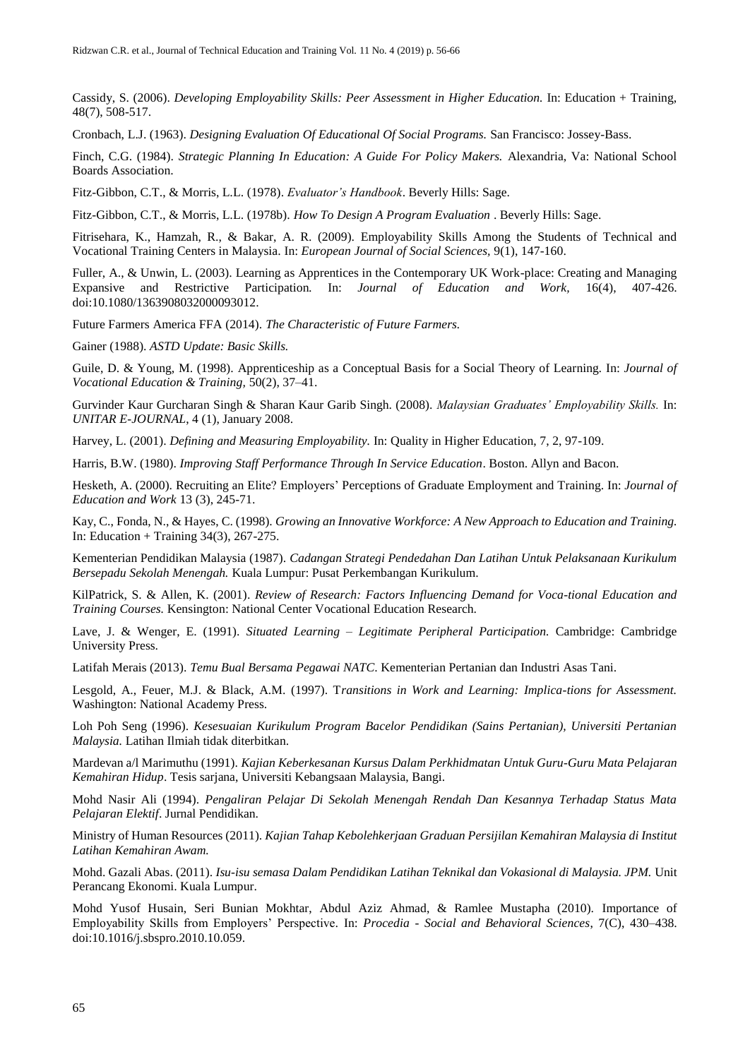Cassidy, S. (2006). *Developing Employability Skills: Peer Assessment in Higher Education.* In: Education + Training, 48(7), 508-517.

Cronbach, L.J. (1963). *Designing Evaluation Of Educational Of Social Programs.* San Francisco: Jossey-Bass.

Finch, C.G. (1984). *Strategic Planning In Education: A Guide For Policy Makers.* Alexandria, Va: National School Boards Association.

Fitz-Gibbon, C.T., & Morris, L.L. (1978). *Evaluator's Handbook*. Beverly Hills: Sage.

Fitz-Gibbon, C.T., & Morris, L.L. (1978b). *How To Design A Program Evaluation* . Beverly Hills: Sage.

Fitrisehara, K., Hamzah, R., & Bakar, A. R. (2009). Employability Skills Among the Students of Technical and Vocational Training Centers in Malaysia. In: *European Journal of Social Sciences*, 9(1), 147-160.

Fuller, A., & Unwin, L. (2003). Learning as Apprentices in the Contemporary UK Work-place: Creating and Managing Expansive and Restrictive Participation. In: *Journal of Education and Work,* 16(4), 407-426. doi:10.1080/1363908032000093012.

Future Farmers America FFA (2014). *The Characteristic of Future Farmers.*

Gainer (1988). *ASTD Update: Basic Skills.*

Guile, D. & Young, M. (1998). Apprenticeship as a Conceptual Basis for a Social Theory of Learning. In: *Journal of Vocational Education & Training,* 50(2), 37–41.

Gurvinder Kaur Gurcharan Singh & Sharan Kaur Garib Singh. (2008). *Malaysian Graduates' Employability Skills.* In: *UNITAR E-JOURNAL*, 4 (1), January 2008.

Harvey, L. (2001). *Defining and Measuring Employability.* In: Quality in Higher Education, 7, 2, 97-109.

Harris, B.W. (1980). *Improving Staff Performance Through In Service Education*. Boston. Allyn and Bacon.

Hesketh, A. (2000). Recruiting an Elite? Employers' Perceptions of Graduate Employment and Training. In: *Journal of Education and Work* 13 (3), 245-71.

Kay, C., Fonda, N., & Hayes, C. (1998). *Growing an Innovative Workforce: A New Approach to Education and Training.* In: Education + Training 34(3), 267-275.

Kementerian Pendidikan Malaysia (1987). *Cadangan Strategi Pendedahan Dan Latihan Untuk Pelaksanaan Kurikulum Bersepadu Sekolah Menengah.* Kuala Lumpur: Pusat Perkembangan Kurikulum.

KilPatrick, S. & Allen, K. (2001). *Review of Research: Factors Influencing Demand for Voca-tional Education and Training Courses.* Kensington: National Center Vocational Education Research.

Lave, J. & Wenger, E. (1991). *Situated Learning – Legitimate Peripheral Participation.* Cambridge: Cambridge University Press.

Latifah Merais (2013). *Temu Bual Bersama Pegawai NATC.* Kementerian Pertanian dan Industri Asas Tani.

Lesgold, A., Feuer, M.J. & Black, A.M. (1997). T*ransitions in Work and Learning: Implica-tions for Assessment.* Washington: National Academy Press.

Loh Poh Seng (1996). *Kesesuaian Kurikulum Program Bacelor Pendidikan (Sains Pertanian), Universiti Pertanian Malaysia.* Latihan Ilmiah tidak diterbitkan.

Mardevan a/l Marimuthu (1991). *Kajian Keberkesanan Kursus Dalam Perkhidmatan Untuk Guru-Guru Mata Pelajaran Kemahiran Hidup*. Tesis sarjana, Universiti Kebangsaan Malaysia, Bangi.

Mohd Nasir Ali (1994). *Pengaliran Pelajar Di Sekolah Menengah Rendah Dan Kesannya Terhadap Status Mata Pelajaran Elektif*. Jurnal Pendidikan.

Ministry of Human Resources (2011). *Kajian Tahap Kebolehkerjaan Graduan Persijilan Kemahiran Malaysia di Institut Latihan Kemahiran Awam.*

Mohd. Gazali Abas. (2011). *Isu-isu semasa Dalam Pendidikan Latihan Teknikal dan Vokasional di Malaysia. JPM.* Unit Perancang Ekonomi. Kuala Lumpur.

Mohd Yusof Husain, Seri Bunian Mokhtar, Abdul Aziz Ahmad, & Ramlee Mustapha (2010). Importance of Employability Skills from Employers' Perspective. In: *Procedia - Social and Behavioral Sciences*, 7(C), 430–438. doi:10.1016/j.sbspro.2010.10.059.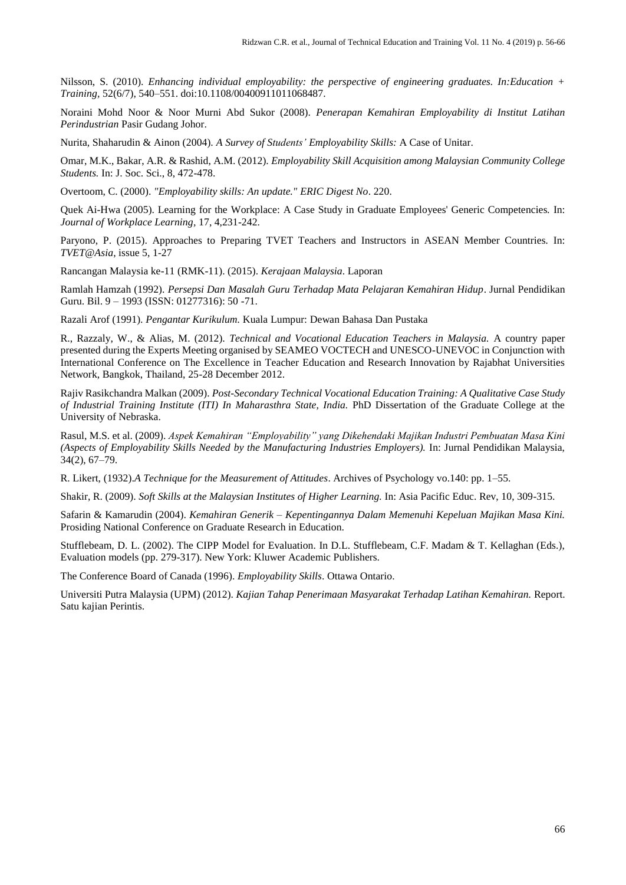Nilsson, S. (2010). *Enhancing individual employability: the perspective of engineering graduates. In:Education + Training*, 52(6/7), 540–551. doi:10.1108/00400911011068487.

Noraini Mohd Noor & Noor Murni Abd Sukor (2008). *Penerapan Kemahiran Employability di Institut Latihan Perindustrian* Pasir Gudang Johor.

Nurita, Shaharudin & Ainon (2004). *A Survey of Students' Employability Skills:* A Case of Unitar.

Omar, M.K., Bakar, A.R. & Rashid, A.M. (2012). *Employability Skill Acquisition among Malaysian Community College Students.* In: J. Soc. Sci., 8, 472-478.

Overtoom, C. (2000). *"Employability skills: An update." ERIC Digest No*. 220.

Quek Ai-Hwa (2005). Learning for the Workplace: A Case Study in Graduate Employees' Generic Competencies. In: *Journal of Workplace Learning*, 17, 4,231-242.

Paryono, P. (2015). Approaches to Preparing TVET Teachers and Instructors in ASEAN Member Countries. In: *TVET@Asia*, issue 5, 1-27

Rancangan Malaysia ke-11 (RMK-11). (2015). *Kerajaan Malaysia*. Laporan

Ramlah Hamzah (1992). *Persepsi Dan Masalah Guru Terhadap Mata Pelajaran Kemahiran Hidup*. Jurnal Pendidikan Guru. Bil. 9 – 1993 (ISSN: 01277316): 50 -71.

Razali Arof (1991). *Pengantar Kurikulum.* Kuala Lumpur: Dewan Bahasa Dan Pustaka

R., Razzaly, W., & Alias, M. (2012). *Technical and Vocational Education Teachers in Malaysia.* A country paper presented during the Experts Meeting organised by SEAMEO VOCTECH and UNESCO-UNEVOC in Conjunction with International Conference on The Excellence in Teacher Education and Research Innovation by Rajabhat Universities Network, Bangkok, Thailand, 25-28 December 2012.

Rajiv Rasikchandra Malkan (2009). *Post-Secondary Technical Vocational Education Training: A Qualitative Case Study of Industrial Training Institute (ITI) In Maharasthra State, India.* PhD Dissertation of the Graduate College at the University of Nebraska.

Rasul, M.S. et al. (2009). *Aspek Kemahiran "Employability" yang Dikehendaki Majikan Industri Pembuatan Masa Kini (Aspects of Employability Skills Needed by the Manufacturing Industries Employers).* In: Jurnal Pendidikan Malaysia, 34(2), 67–79.

R. Likert, (1932).*A Technique for the Measurement of Attitudes*. Archives of Psychology vo.140: pp. 1–55.

Shakir, R. (2009). *Soft Skills at the Malaysian Institutes of Higher Learning.* In: Asia Pacific Educ. Rev, 10, 309-315.

Safarin & Kamarudin (2004). *Kemahiran Generik – Kepentingannya Dalam Memenuhi Kepeluan Majikan Masa Kini.* Prosiding National Conference on Graduate Research in Education.

Stufflebeam, D. L. (2002). The CIPP Model for Evaluation. In D.L. Stufflebeam, C.F. Madam & T. Kellaghan (Eds.), Evaluation models (pp. 279-317). New York: Kluwer Academic Publishers.

The Conference Board of Canada (1996). *Employability Skills*. Ottawa Ontario.

Universiti Putra Malaysia (UPM) (2012). *Kajian Tahap Penerimaan Masyarakat Terhadap Latihan Kemahiran.* Report. Satu kajian Perintis.